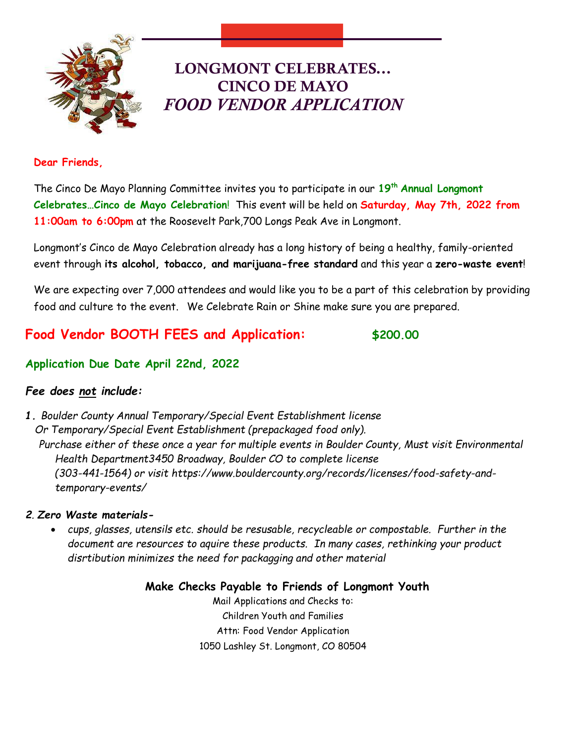# LONGMONT CELEBRATES…
# CINCO DE MAYO
# *FOOD VENDOR APPLICATION*

**Dear Friends,**

The Cinco De Mayo Planning Committee invites you to participate in our **19th Annual Longmont Celebrates…Cinco de Mayo Celebration**! This event will be held on **Saturday, May 7th, 2022 from 11:00am to 6:00pm** at the Roosevelt Park,700 Longs Peak Ave in Longmont.

Longmont's Cinco de Mayo Celebration already has a long history of being a healthy, family-oriented event through **its alcohol, tobacco, and marijuana-free standard** and this year a **zero-waste event**!

We are expecting over 7,000 attendees and would like you to be a part of this celebration by providing food and culture to the event. We Celebrate Rain or Shine make sure you are prepared.

## Food Vendor BOOTH FEES and Application: $200.00

### Application Due Date April 22nd, 2022

***Fee does not include:***

1. *Boulder County Annual Temporary/Special Event Establishment license Or Temporary/Special Event Establishment (prepackaged food only). Purchase either of these once a year for multiple events in Boulder County, Must visit Environmental Health Department3450 Broadway, Boulder CO to complete license (303-441-1564) or visit https://www.bouldercounty.org/records/licenses/food-safety-and-temporary-events/*

2. ***Zero Waste materials-***
   - *cups, glasses, utensils etc. should be resusable, recycleable or compostable. Further in the document are resources to aquire these products. In many cases, rethinking your product disrtibution minimizes the need for packagging and other material*

**Make Checks Payable to Friends of Longmont Youth**

Mail Applications and Checks to:
Children Youth and Families
Attn: Food Vendor Application
1050 Lashley St. Longmont, CO 80504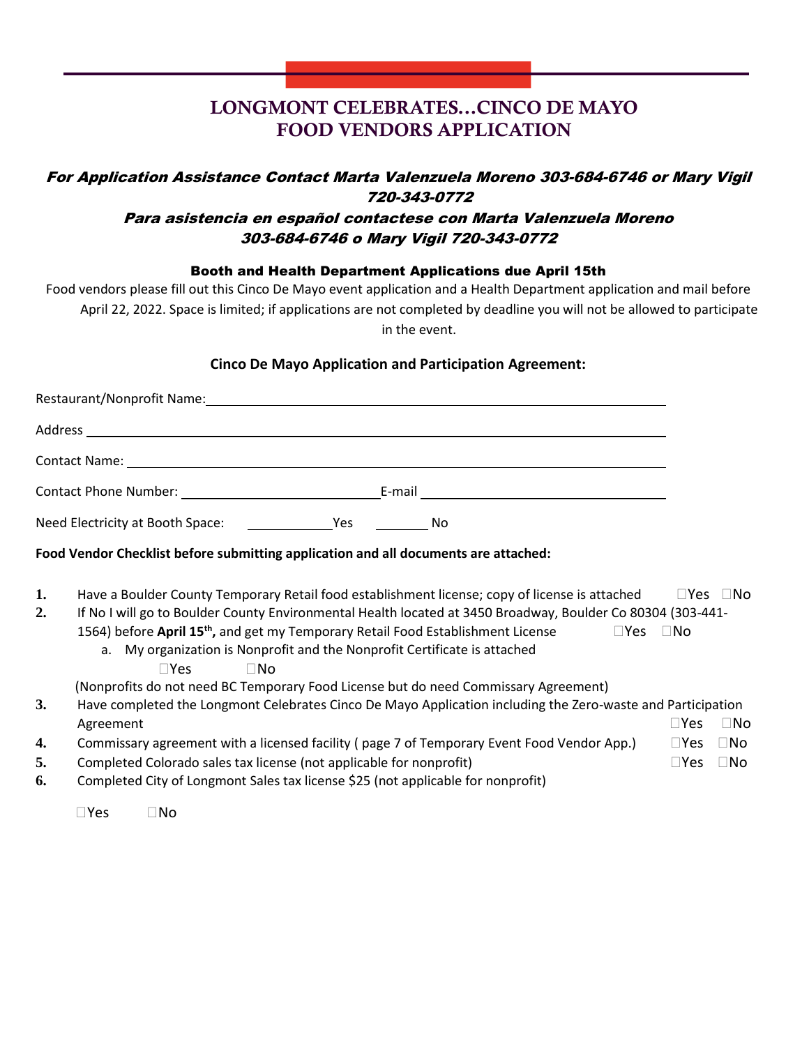# LONGMONT CELEBRATES…CINCO DE MAYO
# FOOD VENDORS APPLICATION

***For Application Assistance Contact Marta Valenzuela Moreno 303-684-6746 or Mary Vigil 720-343-0772***

***Para asistencia en español contactese con Marta Valenzuela Moreno 303-684-6746 o Mary Vigil 720-343-0772***

**Booth and Health Department Applications due April 15th**

Food vendors please fill out this Cinco De Mayo event application and a Health Department application and mail before April 22, 2022. Space is limited; if applications are not completed by deadline you will not be allowed to participate in the event.

**Cinco De Mayo Application and Participation Agreement:**

Restaurant/Nonprofit Name: ______________________________

Address ______________________________

Contact Name: ______________________________

Contact Phone Number: ______________ E-mail ______________

Need Electricity at Booth Space: ________ Yes ________ No

**Food Vendor Checklist before submitting application and all documents are attached:**

1. Have a Boulder County Temporary Retail food establishment license; copy of license is attached ☐Yes ☐No
2. If No I will go to Boulder County Environmental Health located at 3450 Broadway, Boulder Co 80304 (303-441-1564) before **April 15th,** and get my Temporary Retail Food Establishment License ☐Yes ☐No
   a. My organization is Nonprofit and the Nonprofit Certificate is attached ☐Yes ☐No

   (Nonprofits do not need BC Temporary Food License but do need Commissary Agreement)
3. Have completed the Longmont Celebrates Cinco De Mayo Application including the Zero-waste and Participation Agreement ☐Yes ☐No
4. Commissary agreement with a licensed facility ( page 7 of Temporary Event Food Vendor App.) ☐Yes ☐No
5. Completed Colorado sales tax license (not applicable for nonprofit) ☐Yes ☐No
6. Completed City of Longmont Sales tax license $25 (not applicable for nonprofit)

   ☐Yes ☐No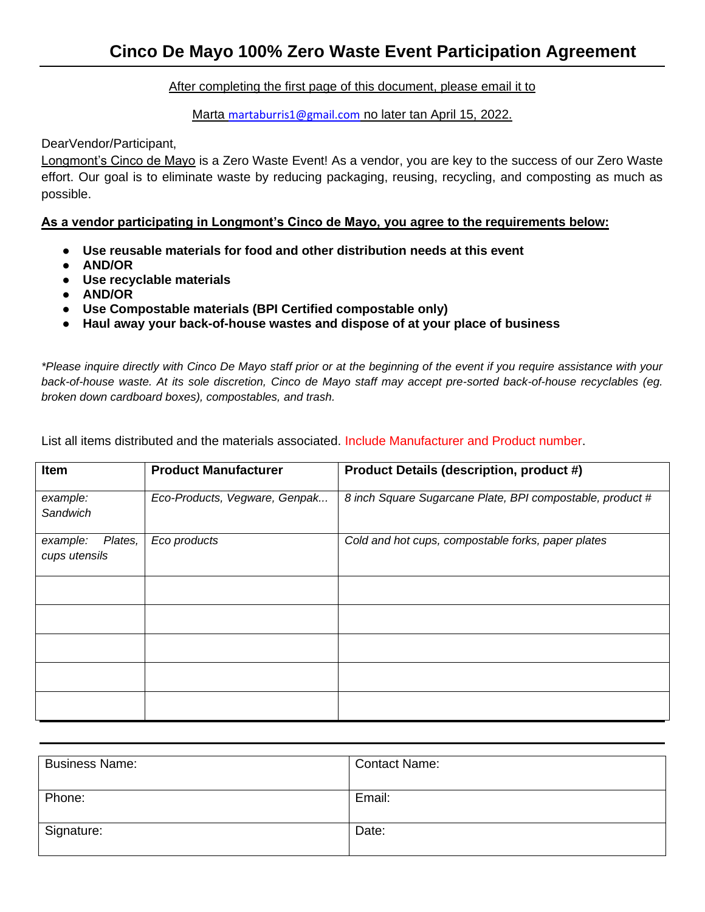# Cinco De Mayo 100% Zero Waste Event Participation Agreement

After completing the first page of this document, please email it to

Marta martaburris1@gmail.com no later tan April 15, 2022.

DearVendor/Participant,

Longmont's Cinco de Mayo is a Zero Waste Event! As a vendor, you are key to the success of our Zero Waste effort. Our goal is to eliminate waste by reducing packaging, reusing, recycling, and composting as much as possible.

**As a vendor participating in Longmont's Cinco de Mayo, you agree to the requirements below:**

- **Use reusable materials for food and other distribution needs at this event**
- **AND/OR**
- **Use recyclable materials**
- **AND/OR**
- **Use Compostable materials (BPI Certified compostable only)**
- **Haul away your back-of-house wastes and dispose of at your place of business**

*\*Please inquire directly with Cinco De Mayo staff prior or at the beginning of the event if you require assistance with your back-of-house waste. At its sole discretion, Cinco de Mayo staff may accept pre-sorted back-of-house recyclables (eg. broken down cardboard boxes), compostables, and trash.*

List all items distributed and the materials associated. Include Manufacturer and Product number.

| Item | Product Manufacturer | Product Details (description, product #) |
|---|---|---|
| *example: Sandwich* | *Eco-Products, Vegware, Genpak...* | *8 inch Square Sugarcane Plate, BPI compostable, product #* |
| *example: Plates, cups utensils* | *Eco products* | *Cold and hot cups, compostable forks, paper plates* |
| | | |
| | | |
| | | |
| | | |
| | | |

| Business Name: | Contact Name: |
|---|---|
| Phone: | Email: |
| Signature: | Date: |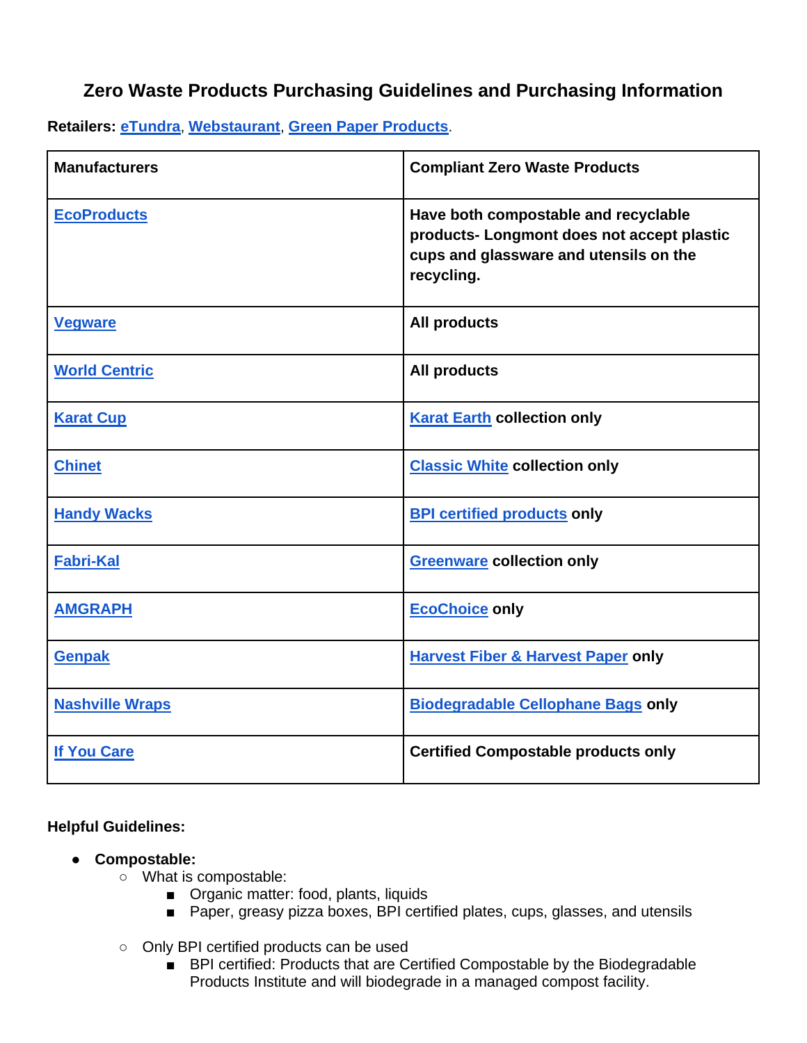# Zero Waste Products Purchasing Guidelines and Purchasing Information

**Retailers:** eTundra, Webstaurant, Green Paper Products.

| Manufacturers | Compliant Zero Waste Products |
|---|---|
| EcoProducts | Have both compostable and recyclable products- Longmont does not accept plastic cups and glassware and utensils on the recycling. |
| Vegware | All products |
| World Centric | All products |
| Karat Cup | Karat Earth collection only |
| Chinet | Classic White collection only |
| Handy Wacks | BPI certified products only |
| Fabri-Kal | Greenware collection only |
| AMGRAPH | EcoChoice only |
| Genpak | Harvest Fiber & Harvest Paper only |
| Nashville Wraps | Biodegradable Cellophane Bags only |
| If You Care | Certified Compostable products only |

**Helpful Guidelines:**

- **Compostable:**
  - What is compostable:
    - Organic matter: food, plants, liquids
    - Paper, greasy pizza boxes, BPI certified plates, cups, glasses, and utensils
  - Only BPI certified products can be used
    - BPI certified: Products that are Certified Compostable by the Biodegradable Products Institute and will biodegrade in a managed compost facility.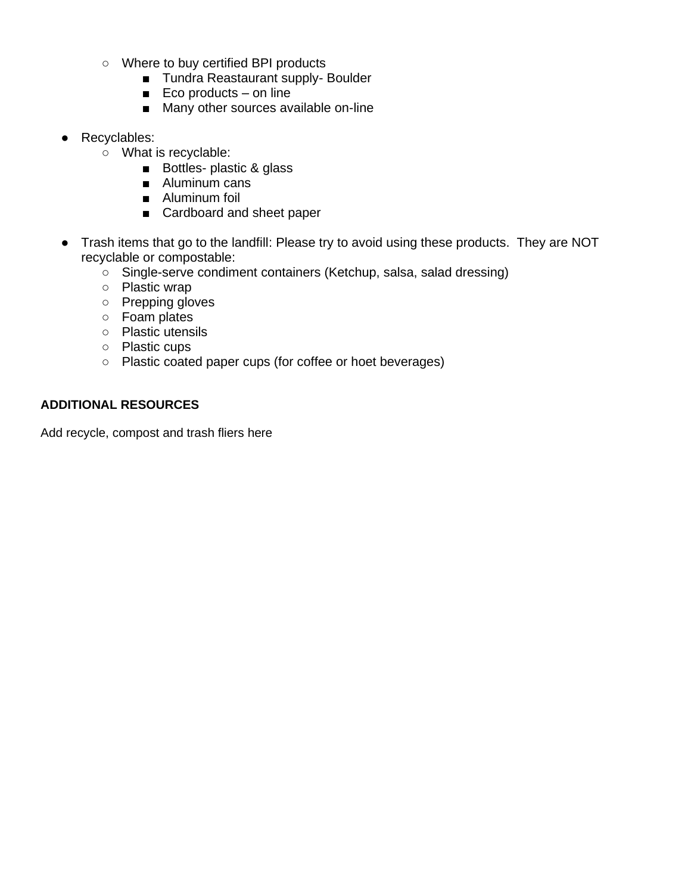- Where to buy certified BPI products
        - Tundra Reastaurant supply- Boulder
        - Eco products – on line
        - Many other sources available on-line

- Recyclables:
    - What is recyclable:
        - Bottles- plastic & glass
        - Aluminum cans
        - Aluminum foil
        - Cardboard and sheet paper

- Trash items that go to the landfill: Please try to avoid using these products. They are NOT recyclable or compostable:
    - Single-serve condiment containers (Ketchup, salsa, salad dressing)
    - Plastic wrap
    - Prepping gloves
    - Foam plates
    - Plastic utensils
    - Plastic cups
    - Plastic coated paper cups (for coffee or hoet beverages)

**ADDITIONAL RESOURCES**

Add recycle, compost and trash fliers here